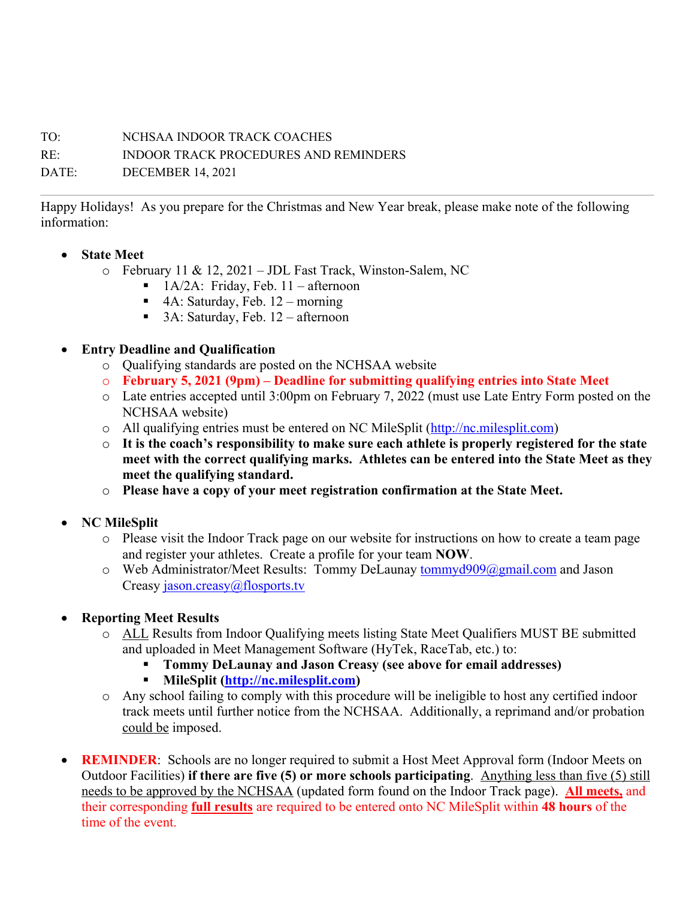TO: NCHSAA INDOOR TRACK COACHES

RE: INDOOR TRACK PROCEDURES AND REMINDERS

DATE: DECEMBER 14, 2021

---

Happy Holidays! As you prepare for the Christmas and New Year break, please make note of the following information:

- **State Meet**
  - February 11 & 12, 2021 – JDL Fast Track, Winston-Salem, NC
    - 1A/2A: Friday, Feb. 11 – afternoon
    - 4A: Saturday, Feb. 12 – morning
    - 3A: Saturday, Feb. 12 – afternoon

- **Entry Deadline and Qualification**
  - Qualifying standards are posted on the NCHSAA website
  - **February 5, 2021 (9pm) – Deadline for submitting qualifying entries into State Meet**
  - Late entries accepted until 3:00pm on February 7, 2022 (must use Late Entry Form posted on the NCHSAA website)
  - All qualifying entries must be entered on NC MileSplit (http://nc.milesplit.com)
  - **It is the coach's responsibility to make sure each athlete is properly registered for the state meet with the correct qualifying marks. Athletes can be entered into the State Meet as they meet the qualifying standard.**
  - **Please have a copy of your meet registration confirmation at the State Meet.**

- **NC MileSplit**
  - Please visit the Indoor Track page on our website for instructions on how to create a team page and register your athletes. Create a profile for your team **NOW**.
  - Web Administrator/Meet Results: Tommy DeLaunay tommyd909@gmail.com and Jason Creasy jason.creasy@flosports.tv

- **Reporting Meet Results**
  - ALL Results from Indoor Qualifying meets listing State Meet Qualifiers MUST BE submitted and uploaded in Meet Management Software (HyTek, RaceTab, etc.) to:
    - **Tommy DeLaunay and Jason Creasy (see above for email addresses)**
    - **MileSplit (http://nc.milesplit.com)**
  - Any school failing to comply with this procedure will be ineligible to host any certified indoor track meets until further notice from the NCHSAA. Additionally, a reprimand and/or probation could be imposed.

- **REMINDER**: Schools are no longer required to submit a Host Meet Approval form (Indoor Meets on Outdoor Facilities) **if there are five (5) or more schools participating**. Anything less than five (5) still needs to be approved by the NCHSAA (updated form found on the Indoor Track page). **All meets,** and their corresponding **full results** are required to be entered onto NC MileSplit within **48 hours** of the time of the event.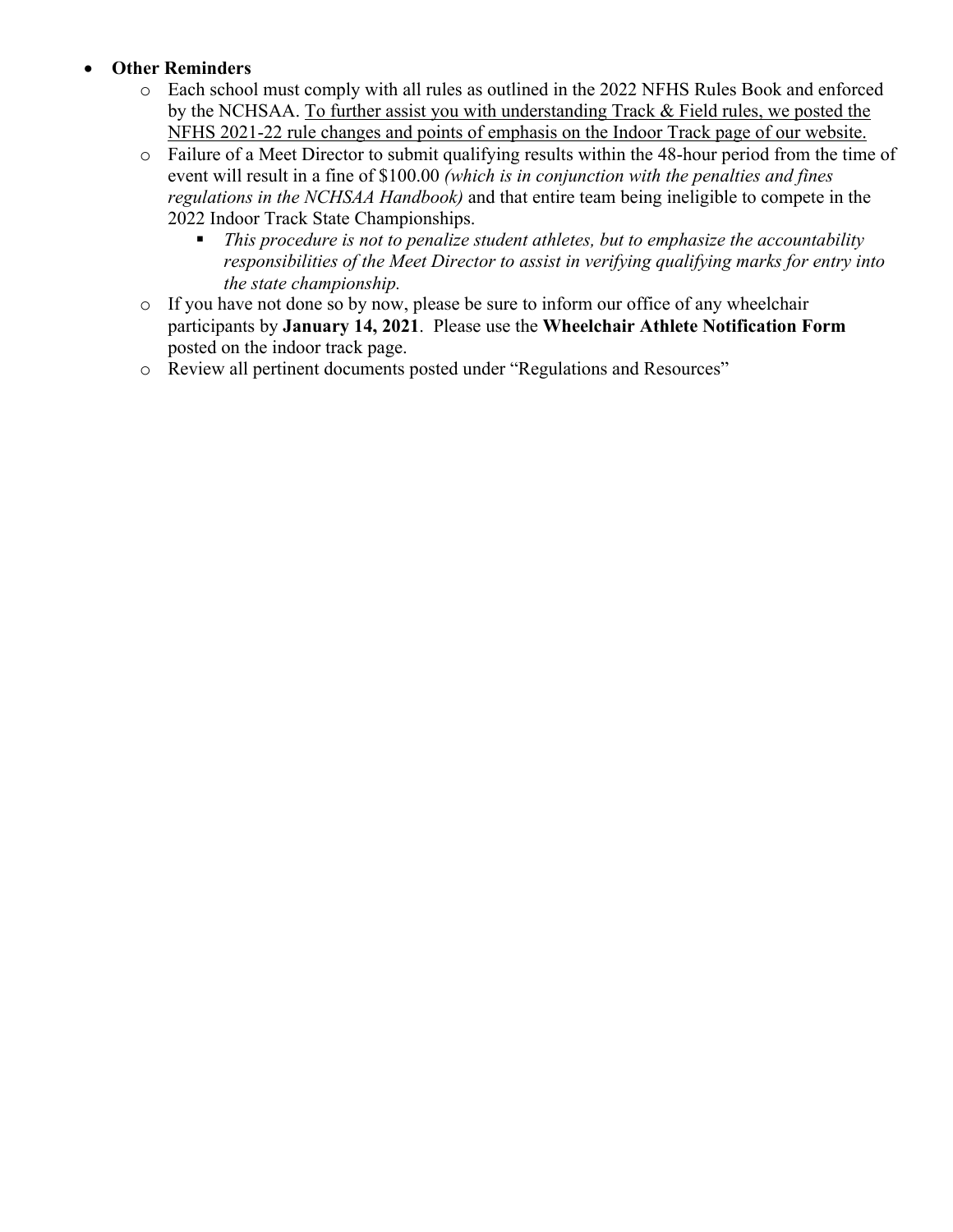- **Other Reminders**
  - Each school must comply with all rules as outlined in the 2022 NFHS Rules Book and enforced by the NCHSAA. <u>To further assist you with understanding Track & Field rules, we posted the NFHS 2021-22 rule changes and points of emphasis on the Indoor Track page of our website.</u>
  - Failure of a Meet Director to submit qualifying results within the 48-hour period from the time of event will result in a fine of $100.00 *(which is in conjunction with the penalties and fines regulations in the NCHSAA Handbook)* and that entire team being ineligible to compete in the 2022 Indoor Track State Championships.
    - *This procedure is not to penalize student athletes, but to emphasize the accountability responsibilities of the Meet Director to assist in verifying qualifying marks for entry into the state championship.*
  - If you have not done so by now, please be sure to inform our office of any wheelchair participants by **January 14, 2021**. Please use the **Wheelchair Athlete Notification Form** posted on the indoor track page.
  - Review all pertinent documents posted under "Regulations and Resources"